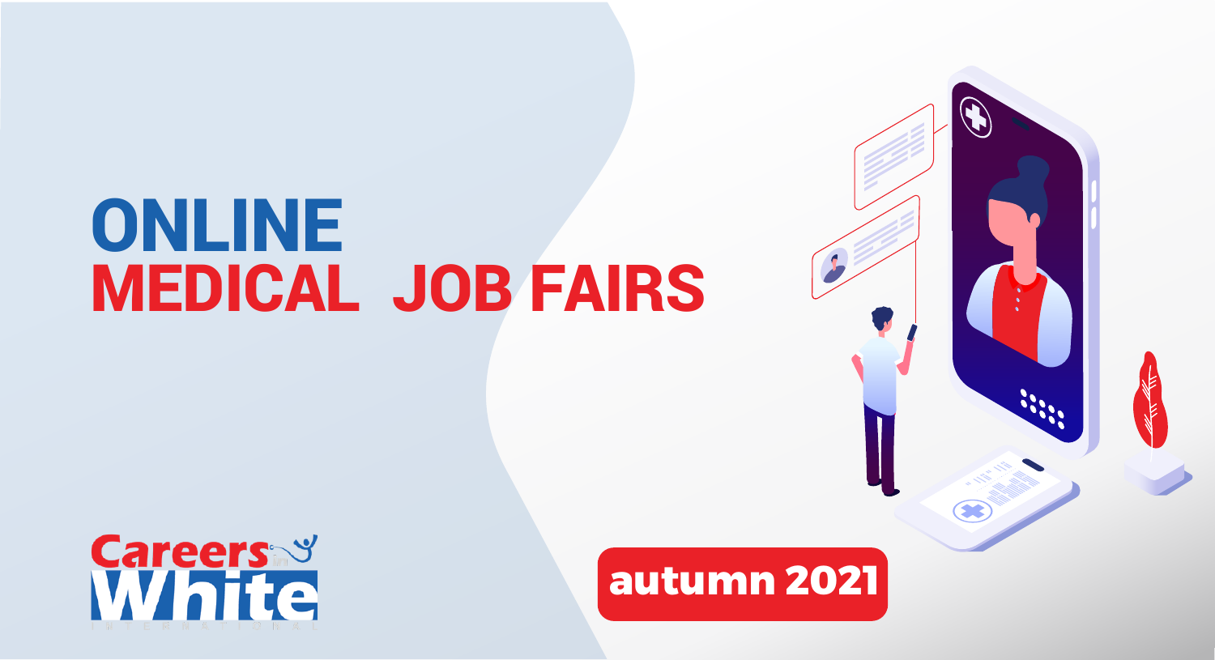# ONLINE MEDICAL JOB FAIRS

Careers in White

INTERNATIONAL

autumn 2021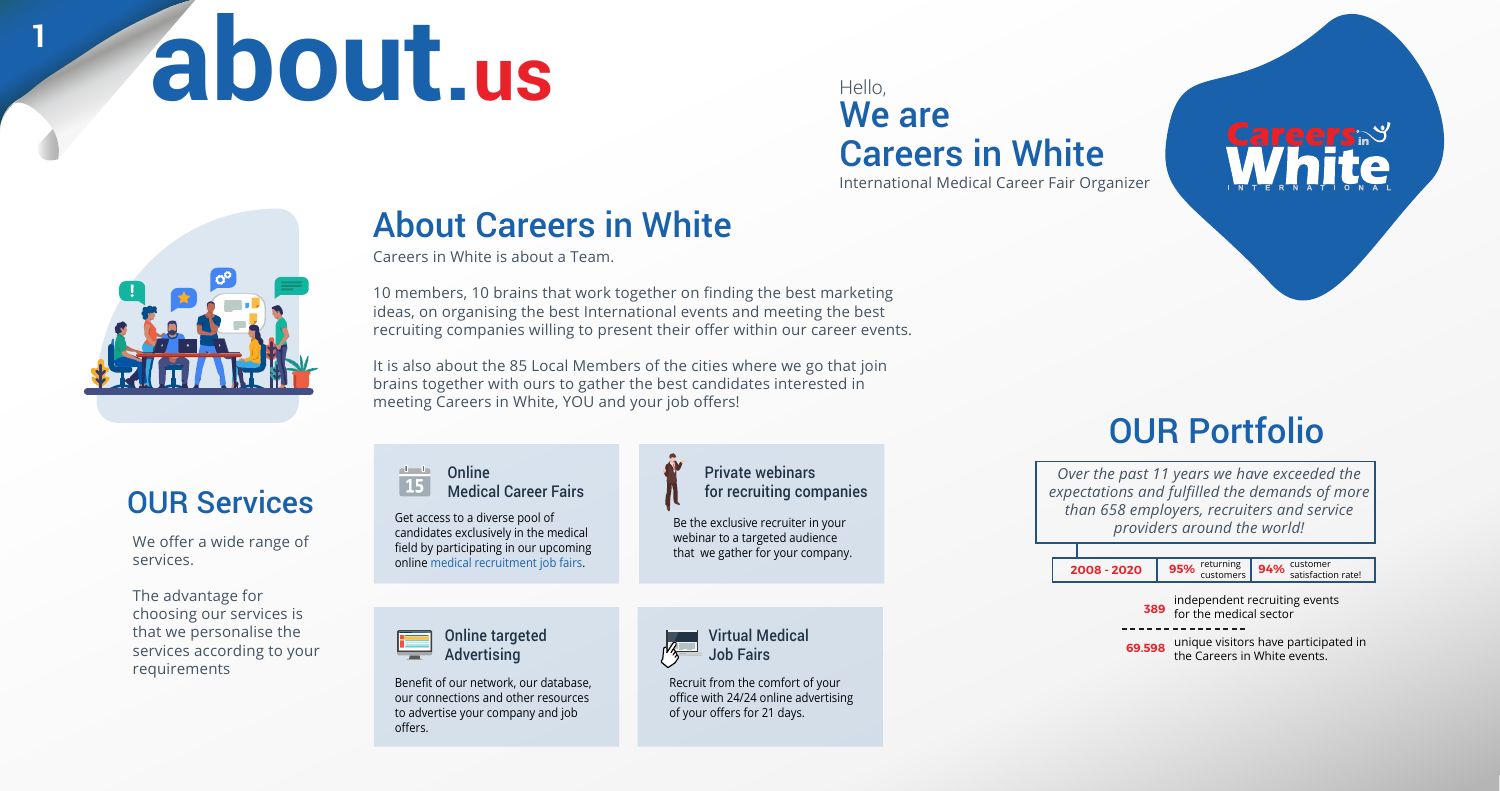# about.us

Hello,

## We are Careers in White

International Medical Career Fair Organizer

## About Careers in White

Careers in White is about a Team.

10 members, 10 brains that work together on finding the best marketing ideas, on organising the best International events and meeting the best recruiting companies willing to present their offer within our career events.

It is also about the 85 Local Members of the cities where we go that join brains together with ours to gather the best candidates interested in meeting Careers in White, YOU and your job offers!

## OUR Services

We offer a wide range of services.

The advantage for choosing our services is that we personalise the services according to your requirements

### Online Medical Career Fairs

Get access to a diverse pool of candidates exclusively in the medical field by participating in our upcoming online medical recruitment job fairs.

### Private webinars for recruiting companies

Be the exclusive recruiter in your webinar to a targeted audience that we gather for your company.

### Online targeted Advertising

Benefit of our network, our database, our connections and other resources to advertise your company and job offers.

### Virtual Medical Job Fairs

Recruit from the comfort of your office with 24/24 online advertising of your offers for 21 days.

## OUR Portfolio

*Over the past 11 years we have exceeded the expectations and fulfilled the demands of more than 658 employers, recruiters and service providers around the world!*

| 2008 - 2020 | 95% returning customers | 94% customer satisfaction rate! |
|---|---|---|

**389** independent recruiting events for the medical sector

**69.598** unique visitors have participated in the Careers in White events.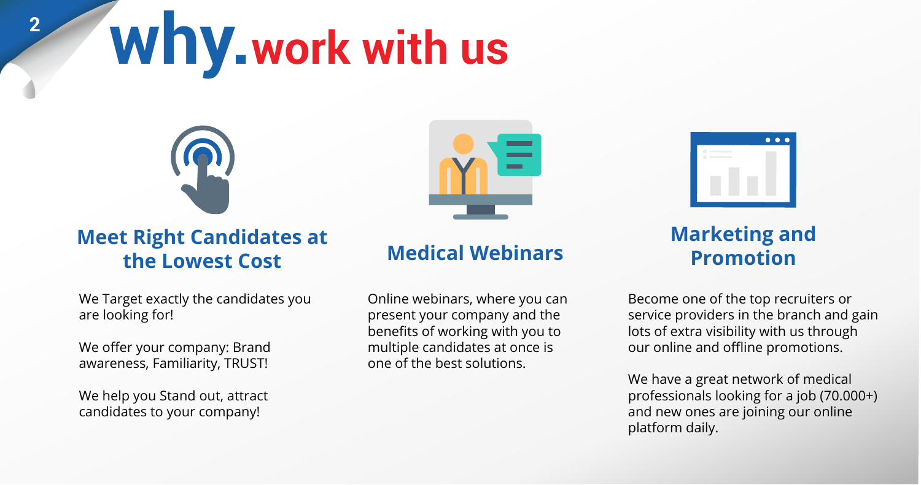# why. work with us

## Meet Right Candidates at the Lowest Cost

We Target exactly the candidates you are looking for!

We offer your company: Brand awareness, Familiarity, TRUST!

We help you Stand out, attract candidates to your company!

## Medical Webinars

Online webinars, where you can present your company and the benefits of working with you to multiple candidates at once is one of the best solutions.

## Marketing and Promotion

Become one of the top recruiters or service providers in the branch and gain lots of extra visibility with us through our online and offline promotions.

We have a great network of medical professionals looking for a job (70.000+) and new ones are joining our online platform daily.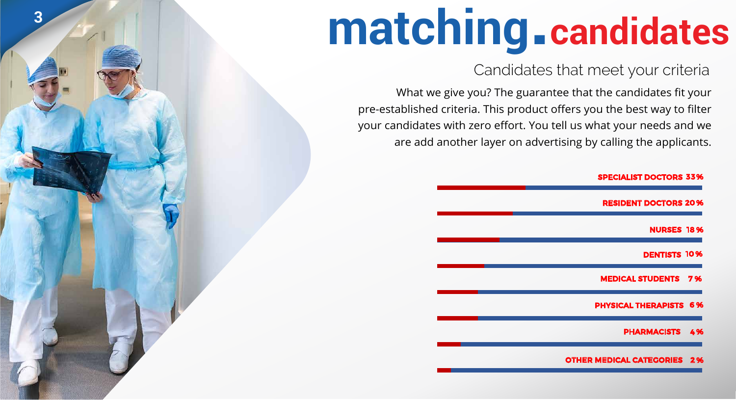# matching.candidates

## Candidates that meet your criteria

What we give you? The guarantee that the candidates fit your pre-established criteria. This product offers you the best way to filter your candidates with zero effort. You tell us what your needs and we are add another layer on advertising by calling the applicants.

- SPECIALIST DOCTORS 33%
- RESIDENT DOCTORS 20%
- NURSES 18%
- DENTISTS 10%
- MEDICAL STUDENTS 7%
- PHYSICAL THERAPISTS 6%
- PHARMACISTS 4%
- OTHER MEDICAL CATEGORIES 2%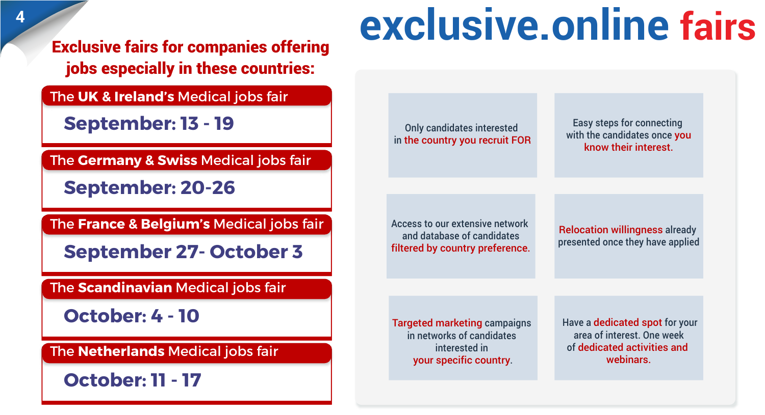# exclusive.online fairs

## Exclusive fairs for companies offering jobs especially in these countries:

**The UK & Ireland's Medical jobs fair**
**September: 13 - 19**

**The Germany & Swiss Medical jobs fair**
**September: 20-26**

**The France & Belgium's Medical jobs fair**
**September 27- October 3**

**The Scandinavian Medical jobs fair**
**October: 4 - 10**

**The Netherlands Medical jobs fair**
**October: 11 - 17**

- Only candidates interested in the country you recruit FOR
- Easy steps for connecting with the candidates once you know their interest.
- Access to our extensive network and database of candidates filtered by country preference.
- Relocation willingness already presented once they have applied
- Targeted marketing campaigns in networks of candidates interested in your specific country.
- Have a dedicated spot for your area of interest. One week of dedicated activities and webinars.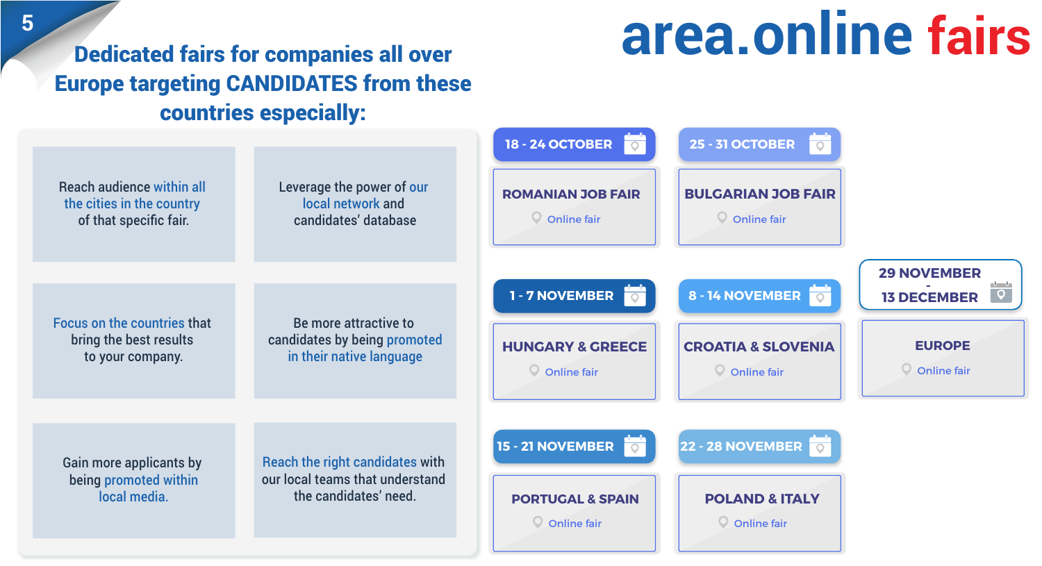# area.online fairs

## Dedicated fairs for companies all over Europe targeting CANDIDATES from these countries especially:

- Reach audience within all the cities in the country of that specific fair.
- Leverage the power of our local network and candidates' database
- Focus on the countries that bring the best results to your company.
- Be more attractive to candidates by being promoted in their native language
- Gain more applicants by being promoted within local media.
- Reach the right candidates with our local teams that understand the candidates' need.

| Dates | Fair | Location |
|---|---|---|
| 18 - 24 OCTOBER | ROMANIAN JOB FAIR | Online fair |
| 25 - 31 OCTOBER | BULGARIAN JOB FAIR | Online fair |
| 1 - 7 NOVEMBER | HUNGARY & GREECE | Online fair |
| 8 - 14 NOVEMBER | CROATIA & SLOVENIA | Online fair |
| 15 - 21 NOVEMBER | PORTUGAL & SPAIN | Online fair |
| 22 - 28 NOVEMBER | POLAND & ITALY | Online fair |
| 29 NOVEMBER - 13 DECEMBER | EUROPE | Online fair |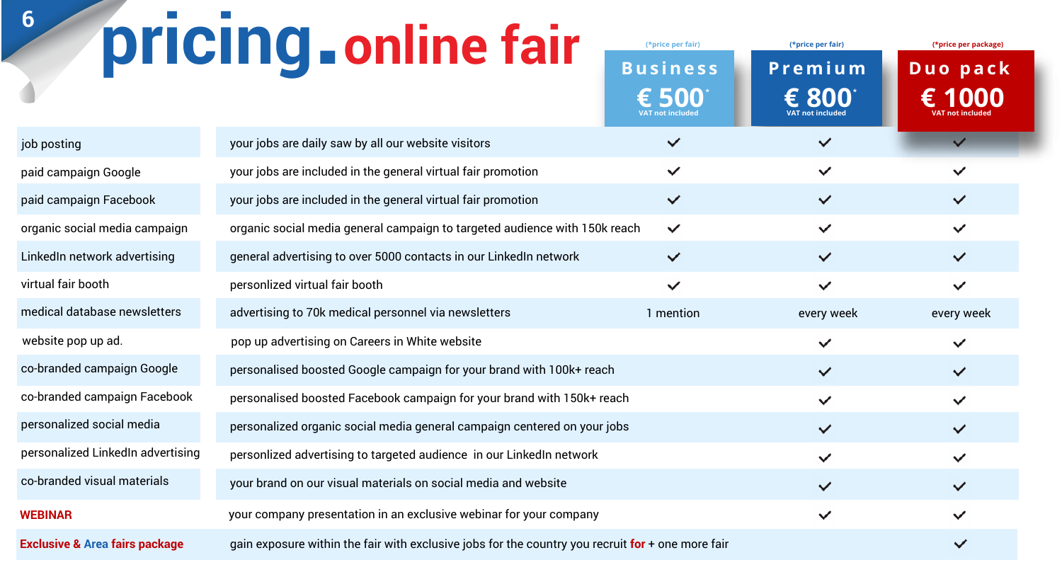# pricing. online fair

| | | Business (*price per fair) € 500* VAT not included | Premium (*price per fair) € 800* VAT not included | Duo pack (*price per package) € 1000 VAT not included |
|---|---|---|---|---|
| job posting | your jobs are daily saw by all our website visitors | ✓ | ✓ | ✓ |
| paid campaign Google | your jobs are included in the general virtual fair promotion | ✓ | ✓ | ✓ |
| paid campaign Facebook | your jobs are included in the general virtual fair promotion | ✓ | ✓ | ✓ |
| organic social media campaign | organic social media general campaign to targeted audience with 150k reach | ✓ | ✓ | ✓ |
| LinkedIn network advertising | general advertising to over 5000 contacts in our LinkedIn network | ✓ | ✓ | ✓ |
| virtual fair booth | personlized virtual fair booth | ✓ | ✓ | ✓ |
| medical database newsletters | advertising to 70k medical personnel via newsletters | 1 mention | every week | every week |
| website pop up ad. | pop up advertising on Careers in White website | | ✓ | ✓ |
| co-branded campaign Google | personalised boosted Google campaign for your brand with 100k+ reach | | ✓ | ✓ |
| co-branded campaign Facebook | personalised boosted Facebook campaign for your brand with 150k+ reach | | ✓ | ✓ |
| personalized social media | personalized organic social media general campaign centered on your jobs | | ✓ | ✓ |
| personalized LinkedIn advertising | personlized advertising to targeted audience in our LinkedIn network | | ✓ | ✓ |
| co-branded visual materials | your brand on our visual materials on social media and website | | ✓ | ✓ |
| **WEBINAR** | your company presentation in an exclusive webinar for your company | | ✓ | ✓ |
| **Exclusive & Area fairs package** | gain exposure within the fair with exclusive jobs for the country you recruit for + one more fair | | | ✓ |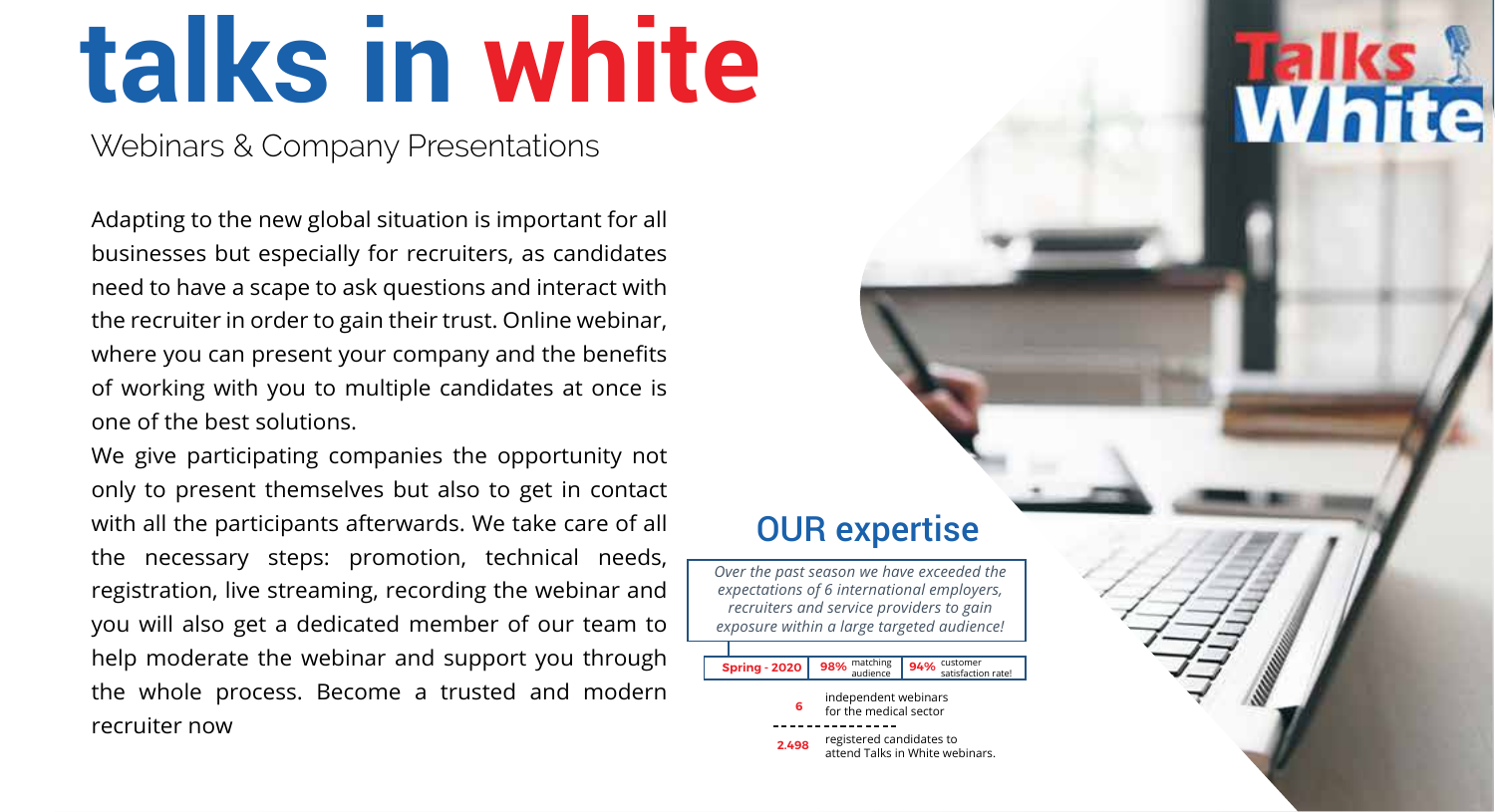# talks in white

Webinars & Company Presentations

Adapting to the new global situation is important for all businesses but especially for recruiters, as candidates need to have a scape to ask questions and interact with the recruiter in order to gain their trust. Online webinar, where you can present your company and the benefits of working with you to multiple candidates at once is one of the best solutions.

We give participating companies the opportunity not only to present themselves but also to get in contact with all the participants afterwards. We take care of all the necessary steps: promotion, technical needs, registration, live streaming, recording the webinar and you will also get a dedicated member of our team to help moderate the webinar and support you through the whole process. Become a trusted and modern recruiter now

## OUR expertise

*Over the past season we have exceeded the expectations of 6 international employers, recruiters and service providers to gain exposure within a large targeted audience!*

| Spring - 2020 | 98% matching audience | 94% customer satisfaction rate! |
|---|---|---|

**6** independent webinars for the medical sector

**2.498** registered candidates to attend Talks in White webinars.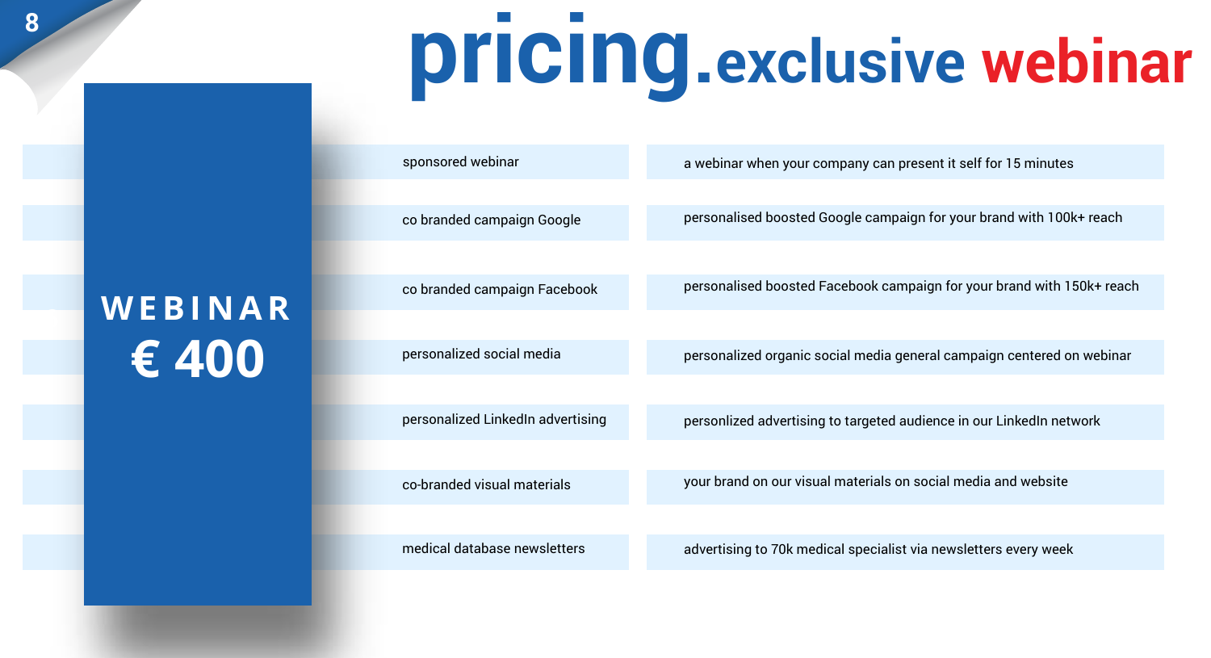# pricing.exclusive webinar

**WEBINAR**
**€ 400**

| | |
|---|---|
| sponsored webinar | a webinar when your company can present it self for 15 minutes |
| co branded campaign Google | personalised boosted Google campaign for your brand with 100k+ reach |
| co branded campaign Facebook | personalised boosted Facebook campaign for your brand with 150k+ reach |
| personalized social media | personalized organic social media general campaign centered on webinar |
| personalized LinkedIn advertising | personlized advertising to targeted audience in our LinkedIn network |
| co-branded visual materials | your brand on our visual materials on social media and website |
| medical database newsletters | advertising to 70k medical specialist via newsletters every week |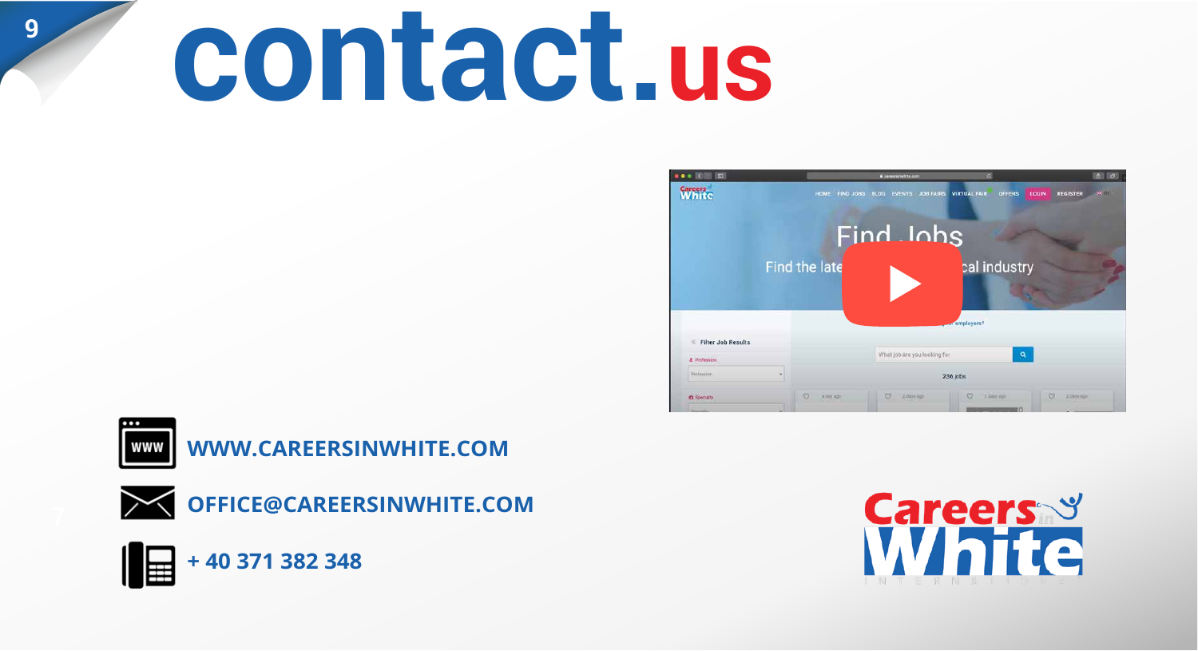# contact.us

WWW.CAREERSINWHITE.COM

OFFICE@CAREERSINWHITE.COM

+ 40 371 382 348